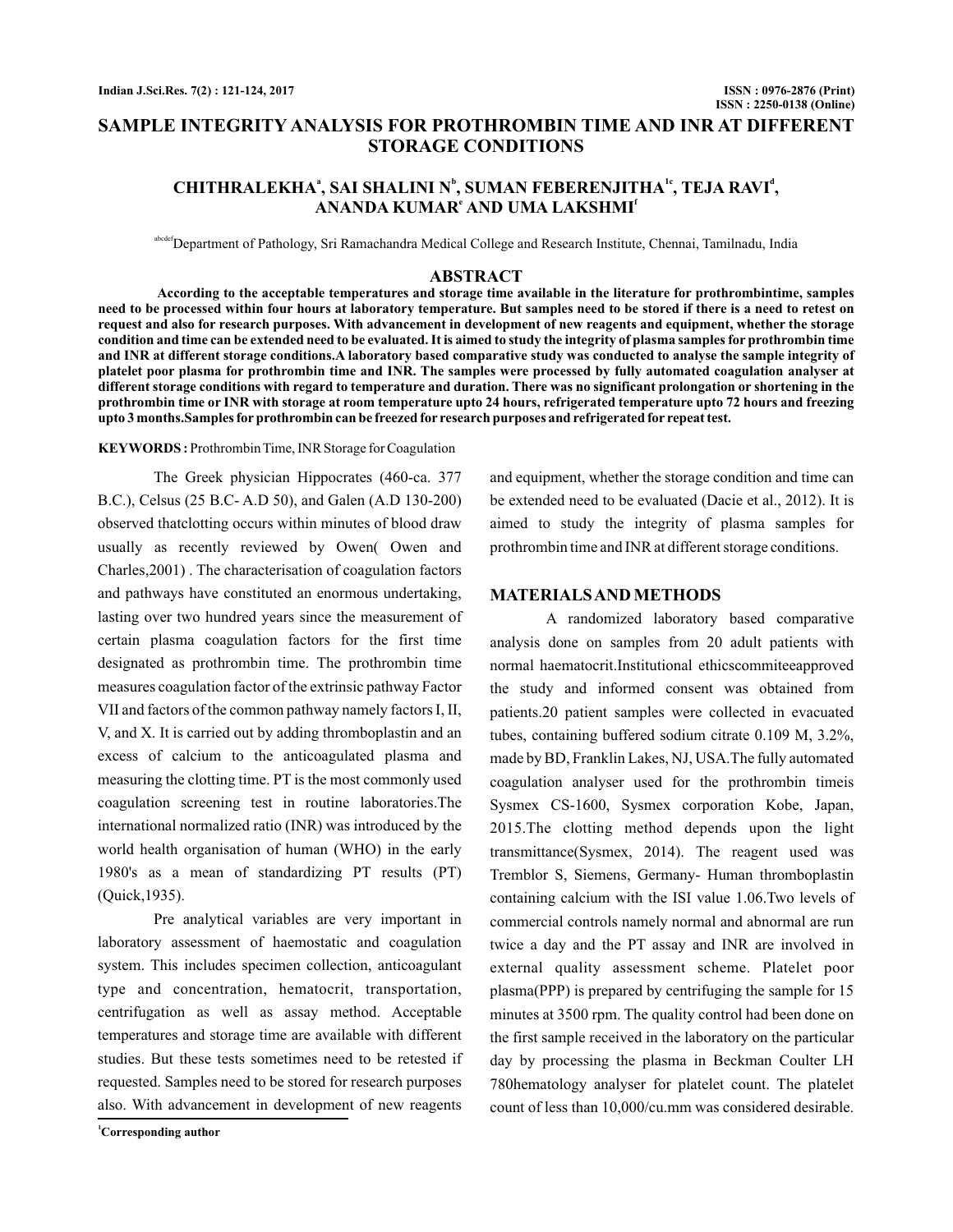# SAMPLE INTEGRITY ANALYSIS FOR PROTHROMBIN TIME AND INR AT DIFFERENT STORAGE CONDITIONS

**CHITHRALEKHA[a], SAI SHALINI N[b], SUMAN FEBERENJITHA[1c], TEJA RAVI[d], ANANDA KUMAR[e] AND UMA LAKSHMI[f]**

[abcdef]Department of Pathology, Sri Ramachandra Medical College and Research Institute, Chennai, Tamilnadu, India

## ABSTRACT

**According to the acceptable temperatures and storage time available in the literature for prothrombintime, samples need to be processed within four hours at laboratory temperature. But samples need to be stored if there is a need to retest on request and also for research purposes. With advancement in development of new reagents and equipment, whether the storage condition and time can be extended need to be evaluated. It is aimed to study the integrity of plasma samples for prothrombin time and INR at different storage conditions.A laboratory based comparative study was conducted to analyse the sample integrity of platelet poor plasma for prothrombin time and INR. The samples were processed by fully automated coagulation analyser at different storage conditions with regard to temperature and duration. There was no significant prolongation or shortening in the prothrombin time or INR with storage at room temperature upto 24 hours, refrigerated temperature upto 72 hours and freezing upto 3 months.Samples for prothrombin can be freezed for research purposes and refrigerated for repeat test.**

**KEYWORDS :** Prothrombin Time, INR Storage for Coagulation

The Greek physician Hippocrates (460-ca. 377 B.C.), Celsus (25 B.C- A.D 50), and Galen (A.D 130-200) observed thatclotting occurs within minutes of blood draw usually as recently reviewed by Owen( Owen and Charles,2001) . The characterisation of coagulation factors and pathways have constituted an enormous undertaking, lasting over two hundred years since the measurement of certain plasma coagulation factors for the first time designated as prothrombin time. The prothrombin time measures coagulation factor of the extrinsic pathway Factor VII and factors of the common pathway namely factors I, II, V, and X. It is carried out by adding thromboplastin and an excess of calcium to the anticoagulated plasma and measuring the clotting time. PT is the most commonly used coagulation screening test in routine laboratories.The international normalized ratio (INR) was introduced by the world health organisation of human (WHO) in the early 1980's as a mean of standardizing PT results (PT) (Quick,1935).

Pre analytical variables are very important in laboratory assessment of haemostatic and coagulation system. This includes specimen collection, anticoagulant type and concentration, hematocrit, transportation, centrifugation as well as assay method. Acceptable temperatures and storage time are available with different studies. But these tests sometimes need to be retested if requested. Samples need to be stored for research purposes also. With advancement in development of new reagents and equipment, whether the storage condition and time can be extended need to be evaluated (Dacie et al., 2012). It is aimed to study the integrity of plasma samples for prothrombin time and INR at different storage conditions.

## MATERIALS AND METHODS

A randomized laboratory based comparative analysis done on samples from 20 adult patients with normal haematocrit.Institutional ethicscommiteeapproved the study and informed consent was obtained from patients.20 patient samples were collected in evacuated tubes, containing buffered sodium citrate 0.109 M, 3.2%, made by BD, Franklin Lakes, NJ, USA.The fully automated coagulation analyser used for the prothrombin timeis Sysmex CS-1600, Sysmex corporation Kobe, Japan, 2015.The clotting method depends upon the light transmittance(Sysmex, 2014). The reagent used was Tremblor S, Siemens, Germany- Human thromboplastin containing calcium with the ISI value 1.06.Two levels of commercial controls namely normal and abnormal are run twice a day and the PT assay and INR are involved in external quality assessment scheme. Platelet poor plasma(PPP) is prepared by centrifuging the sample for 15 minutes at 3500 rpm. The quality control had been done on the first sample received in the laboratory on the particular day by processing the plasma in Beckman Coulter LH 780hematology analyser for platelet count. The platelet count of less than 10,000/cu.mm was considered desirable.

[1]**Corresponding author**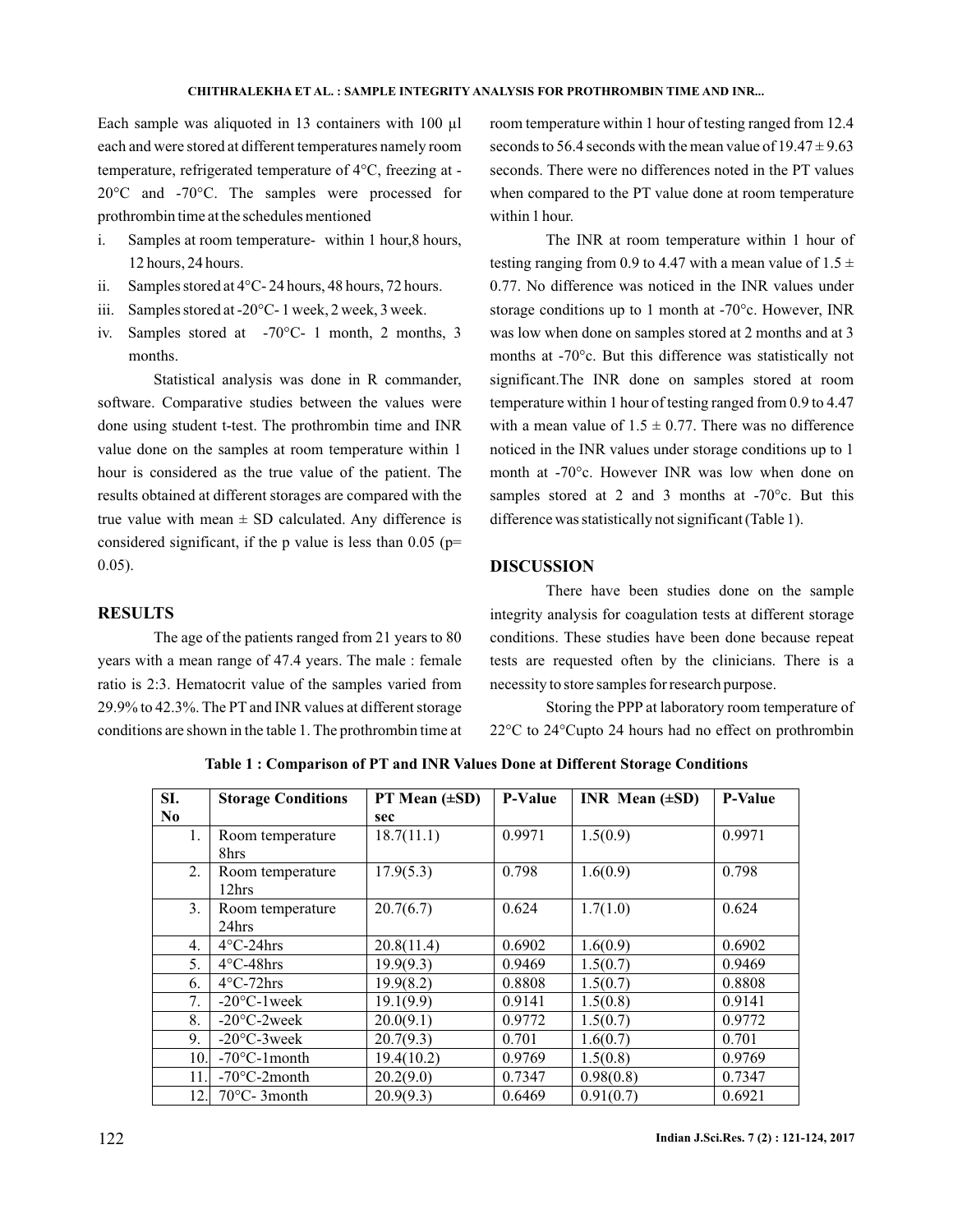Each sample was aliquoted in 13 containers with 100 µl each and were stored at different temperatures namely room temperature, refrigerated temperature of 4°C, freezing at -20°C and -70°C. The samples were processed for prothrombin time at the schedules mentioned

i. Samples at room temperature- within 1 hour,8 hours, 12 hours, 24 hours.
ii. Samples stored at 4°C- 24 hours, 48 hours, 72 hours.
iii. Samples stored at -20°C- 1 week, 2 week, 3 week.
iv. Samples stored at -70°C- 1 month, 2 months, 3 months.

Statistical analysis was done in R commander, software. Comparative studies between the values were done using student t-test. The prothrombin time and INR value done on the samples at room temperature within 1 hour is considered as the true value of the patient. The results obtained at different storages are compared with the true value with mean ± SD calculated. Any difference is considered significant, if the p value is less than 0.05 (p= 0.05).

## RESULTS

The age of the patients ranged from 21 years to 80 years with a mean range of 47.4 years. The male : female ratio is 2:3. Hematocrit value of the samples varied from 29.9% to 42.3%. The PT and INR values at different storage conditions are shown in the table 1. The prothrombin time at room temperature within 1 hour of testing ranged from 12.4 seconds to 56.4 seconds with the mean value of 19.47 ± 9.63 seconds. There were no differences noted in the PT values when compared to the PT value done at room temperature within 1 hour.

The INR at room temperature within 1 hour of testing ranging from 0.9 to 4.47 with a mean value of 1.5 ± 0.77. No difference was noticed in the INR values under storage conditions up to 1 month at -70°c. However, INR was low when done on samples stored at 2 months and at 3 months at -70°c. But this difference was statistically not significant.The INR done on samples stored at room temperature within 1 hour of testing ranged from 0.9 to 4.47 with a mean value of 1.5 ± 0.77. There was no difference noticed in the INR values under storage conditions up to 1 month at -70°c. However INR was low when done on samples stored at 2 and 3 months at -70°c. But this difference was statistically not significant (Table 1).

## DISCUSSION

There have been studies done on the sample integrity analysis for coagulation tests at different storage conditions. These studies have been done because repeat tests are requested often by the clinicians. There is a necessity to store samples for research purpose.

Storing the PPP at laboratory room temperature of 22°C to 24°Cupto 24 hours had no effect on prothrombin

**Table 1 : Comparison of PT and INR Values Done at Different Storage Conditions**

| SI. No | Storage Conditions | PT Mean (±SD) sec | P-Value | INR Mean (±SD) | P-Value |
|---|---|---|---|---|---|
| 1. | Room temperature 8hrs | 18.7(11.1) | 0.9971 | 1.5(0.9) | 0.9971 |
| 2. | Room temperature 12hrs | 17.9(5.3) | 0.798 | 1.6(0.9) | 0.798 |
| 3. | Room temperature 24hrs | 20.7(6.7) | 0.624 | 1.7(1.0) | 0.624 |
| 4. | 4°C-24hrs | 20.8(11.4) | 0.6902 | 1.6(0.9) | 0.6902 |
| 5. | 4°C-48hrs | 19.9(9.3) | 0.9469 | 1.5(0.7) | 0.9469 |
| 6. | 4°C-72hrs | 19.9(8.2) | 0.8808 | 1.5(0.7) | 0.8808 |
| 7. | -20°C-1week | 19.1(9.9) | 0.9141 | 1.5(0.8) | 0.9141 |
| 8. | -20°C-2week | 20.0(9.1) | 0.9772 | 1.5(0.7) | 0.9772 |
| 9. | -20°C-3week | 20.7(9.3) | 0.701 | 1.6(0.7) | 0.701 |
| 10. | -70°C-1month | 19.4(10.2) | 0.9769 | 1.5(0.8) | 0.9769 |
| 11. | -70°C-2month | 20.2(9.0) | 0.7347 | 0.98(0.8) | 0.7347 |
| 12. | 70°C- 3month | 20.9(9.3) | 0.6469 | 0.91(0.7) | 0.6921 |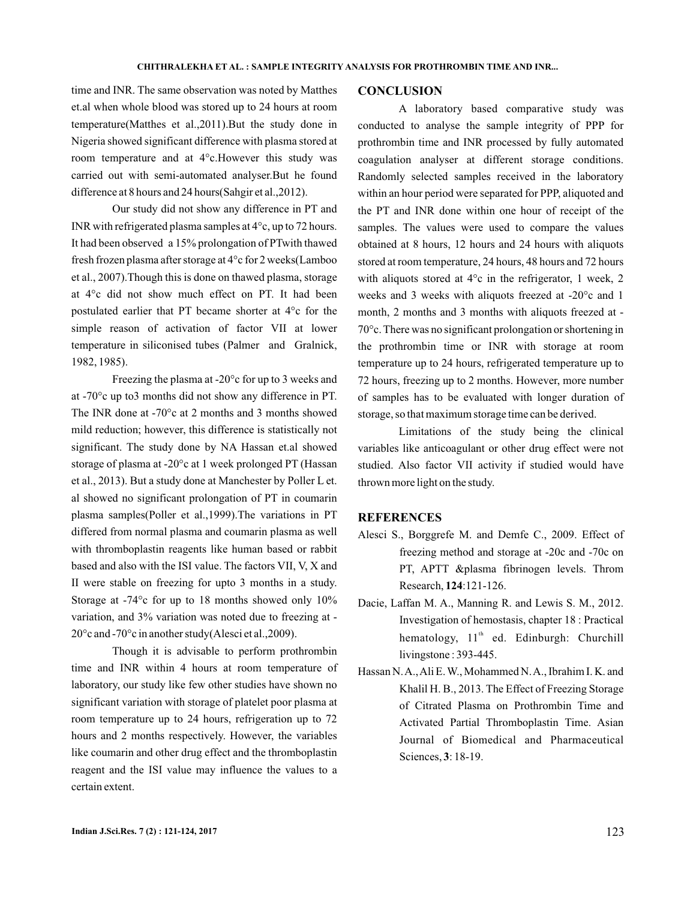time and INR. The same observation was noted by Matthes et.al when whole blood was stored up to 24 hours at room temperature(Matthes et al.,2011).But the study done in Nigeria showed significant difference with plasma stored at room temperature and at 4°c.However this study was carried out with semi-automated analyser.But he found difference at 8 hours and 24 hours(Sahgir et al.,2012).

Our study did not show any difference in PT and INR with refrigerated plasma samples at 4°c, up to 72 hours. It had been observed a 15% prolongation of PTwith thawed fresh frozen plasma after storage at 4°c for 2 weeks(Lamboo et al., 2007).Though this is done on thawed plasma, storage at 4°c did not show much effect on PT. It had been postulated earlier that PT became shorter at 4°c for the simple reason of activation of factor VII at lower temperature in siliconised tubes (Palmer and Gralnick, 1982, 1985).

Freezing the plasma at -20°c for up to 3 weeks and at -70°c up to3 months did not show any difference in PT. The INR done at -70°c at 2 months and 3 months showed mild reduction; however, this difference is statistically not significant. The study done by NA Hassan et.al showed storage of plasma at -20°c at 1 week prolonged PT (Hassan et al., 2013). But a study done at Manchester by Poller L et. al showed no significant prolongation of PT in coumarin plasma samples(Poller et al.,1999).The variations in PT differed from normal plasma and coumarin plasma as well with thromboplastin reagents like human based or rabbit based and also with the ISI value. The factors VII, V, X and II were stable on freezing for upto 3 months in a study. Storage at -74°c for up to 18 months showed only 10% variation, and 3% variation was noted due to freezing at -20°c and -70°c in another study(Alesci et al.,2009).

Though it is advisable to perform prothrombin time and INR within 4 hours at room temperature of laboratory, our study like few other studies have shown no significant variation with storage of platelet poor plasma at room temperature up to 24 hours, refrigeration up to 72 hours and 2 months respectively. However, the variables like coumarin and other drug effect and the thromboplastin reagent and the ISI value may influence the values to a certain extent.

## CONCLUSION

A laboratory based comparative study was conducted to analyse the sample integrity of PPP for prothrombin time and INR processed by fully automated coagulation analyser at different storage conditions. Randomly selected samples received in the laboratory within an hour period were separated for PPP, aliquoted and the PT and INR done within one hour of receipt of the samples. The values were used to compare the values obtained at 8 hours, 12 hours and 24 hours with aliquots stored at room temperature, 24 hours, 48 hours and 72 hours with aliquots stored at 4°c in the refrigerator, 1 week, 2 weeks and 3 weeks with aliquots freezed at -20°c and 1 month, 2 months and 3 months with aliquots freezed at -70°c. There was no significant prolongation or shortening in the prothrombin time or INR with storage at room temperature up to 24 hours, refrigerated temperature up to 72 hours, freezing up to 2 months. However, more number of samples has to be evaluated with longer duration of storage, so that maximum storage time can be derived.

Limitations of the study being the clinical variables like anticoagulant or other drug effect were not studied. Also factor VII activity if studied would have thrown more light on the study.

## REFERENCES

Alesci S., Borggrefe M. and Demfe C., 2009. Effect of freezing method and storage at -20c and -70c on PT, APTT &plasma fibrinogen levels. Throm Research, **124**:121-126.

Dacie, Laffan M. A., Manning R. and Lewis S. M., 2012. Investigation of hemostasis, chapter 18 : Practical hematology, 11th ed. Edinburgh: Churchill livingstone : 393-445.

Hassan N. A., Ali E. W., Mohammed N. A., Ibrahim I. K. and Khalil H. B., 2013. The Effect of Freezing Storage of Citrated Plasma on Prothrombin Time and Activated Partial Thromboplastin Time. Asian Journal of Biomedical and Pharmaceutical Sciences, **3**: 18-19.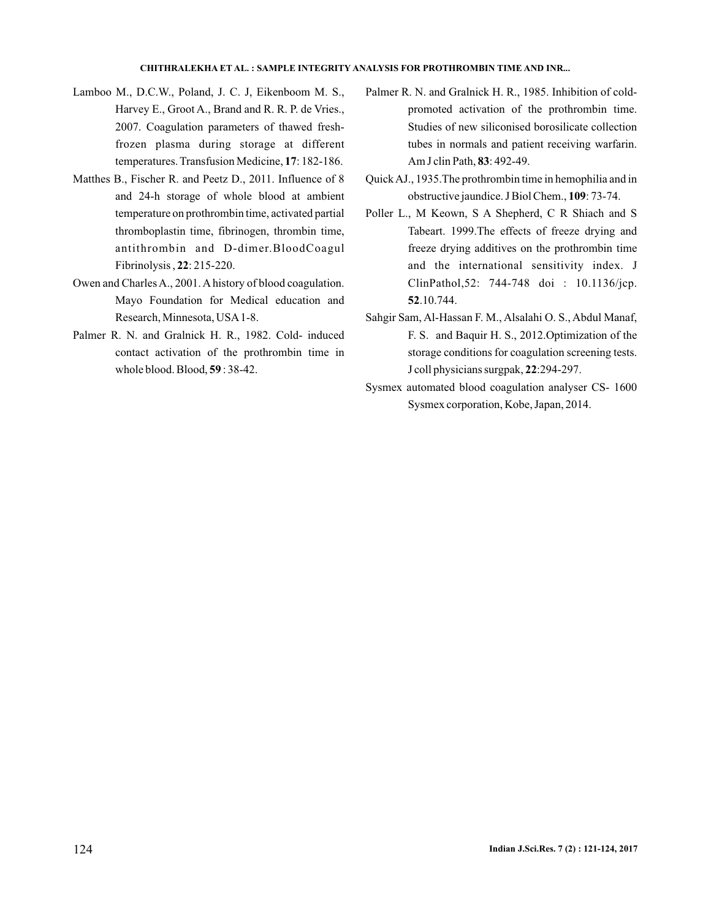Lamboo M., D.C.W., Poland, J. C. J, Eikenboom M. S., Harvey E., Groot A., Brand and R. R. P. de Vries., 2007. Coagulation parameters of thawed fresh-frozen plasma during storage at different temperatures. Transfusion Medicine, **17**: 182-186.

Matthes B., Fischer R. and Peetz D., 2011. Influence of 8 and 24-h storage of whole blood at ambient temperature on prothrombin time, activated partial thromboplastin time, fibrinogen, thrombin time, antithrombin and D-dimer.BloodCoagul Fibrinolysis , **22**: 215-220.

Owen and Charles A., 2001. A history of blood coagulation. Mayo Foundation for Medical education and Research, Minnesota, USA 1-8.

Palmer R. N. and Gralnick H. R., 1982. Cold- induced contact activation of the prothrombin time in whole blood. Blood, **59** : 38-42.

Palmer R. N. and Gralnick H. R., 1985. Inhibition of cold-promoted activation of the prothrombin time. Studies of new siliconised borosilicate collection tubes in normals and patient receiving warfarin. Am J clin Path, **83**: 492-49.

Quick AJ., 1935.The prothrombin time in hemophilia and in obstructive jaundice. J Biol Chem., **109**: 73-74.

Poller L., M Keown, S A Shepherd, C R Shiach and S Tabeart. 1999.The effects of freeze drying and freeze drying additives on the prothrombin time and the international sensitivity index. J ClinPathol,52: 744-748 doi : 10.1136/jcp.**52**.10.744.

Sahgir Sam, Al-Hassan F. M., Alsalahi O. S., Abdul Manaf, F. S. and Baquir H. S., 2012.Optimization of the storage conditions for coagulation screening tests. J coll physicians surgpak, **22**:294-297.

Sysmex automated blood coagulation analyser CS- 1600 Sysmex corporation, Kobe, Japan, 2014.